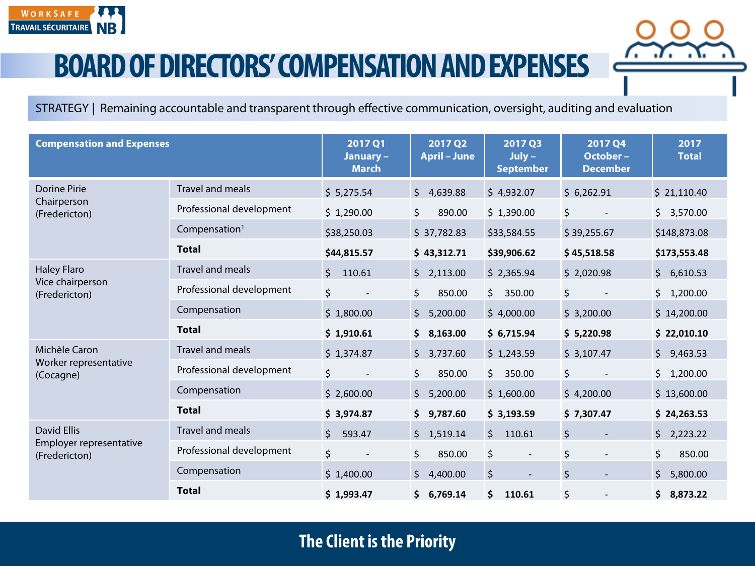# BOARD OF DIRECTORS' COMPENSATION AND EXPENSES

STRATEGY | Remaining accountable and transparent through effective communication, oversight, auditing and evaluation

| Compensation and Expenses | | 2017 Q1 January – March | 2017 Q2 April – June | 2017 Q3 July – September | 2017 Q4 October – December | 2017 Total |
|---|---|---|---|---|---|---|
| Dorine Pirie Chairperson (Fredericton) | Travel and meals | $ 5,275.54 | $ 4,639.88 | $ 4,932.07 | $ 6,262.91 | $ 21,110.40 |
| | Professional development | $ 1,290.00 | $ 890.00 | $ 1,390.00 | $ - | $ 3,570.00 |
| | Compensation[1] | $38,250.03 | $ 37,782.83 | $33,584.55 | $ 39,255.67 | $148,873.08 |
| | **Total** | **$44,815.57** | **$ 43,312.71** | **$39,906.62** | **$ 45,518.58** | **$173,553.48** |
| Haley Flaro Vice chairperson (Fredericton) | Travel and meals | $ 110.61 | $ 2,113.00 | $ 2,365.94 | $ 2,020.98 | $ 6,610.53 |
| | Professional development | $ - | $ 850.00 | $ 350.00 | $ - | $ 1,200.00 |
| | Compensation | $ 1,800.00 | $ 5,200.00 | $ 4,000.00 | $ 3,200.00 | $ 14,200.00 |
| | **Total** | **$ 1,910.61** | **$ 8,163.00** | **$ 6,715.94** | **$ 5,220.98** | **$ 22,010.10** |
| Michèle Caron Worker representative (Cocagne) | Travel and meals | $ 1,374.87 | $ 3,737.60 | $ 1,243.59 | $ 3,107.47 | $ 9,463.53 |
| | Professional development | $ - | $ 850.00 | $ 350.00 | $ - | $ 1,200.00 |
| | Compensation | $ 2,600.00 | $ 5,200.00 | $ 1,600.00 | $ 4,200.00 | $ 13,600.00 |
| | **Total** | **$ 3,974.87** | **$ 9,787.60** | **$ 3,193.59** | **$ 7,307.47** | **$ 24,263.53** |
| David Ellis Employer representative (Fredericton) | Travel and meals | $ 593.47 | $ 1,519.14 | $ 110.61 | $ - | $ 2,223.22 |
| | Professional development | $ - | $ 850.00 | $ - | $ - | $ 850.00 |
| | Compensation | $ 1,400.00 | $ 4,400.00 | $ - | $ - | $ 5,800.00 |
| | **Total** | **$ 1,993.47** | **$ 6,769.14** | **$ 110.61** | $ - | **$ 8,873.22** |

**The Client is the Priority**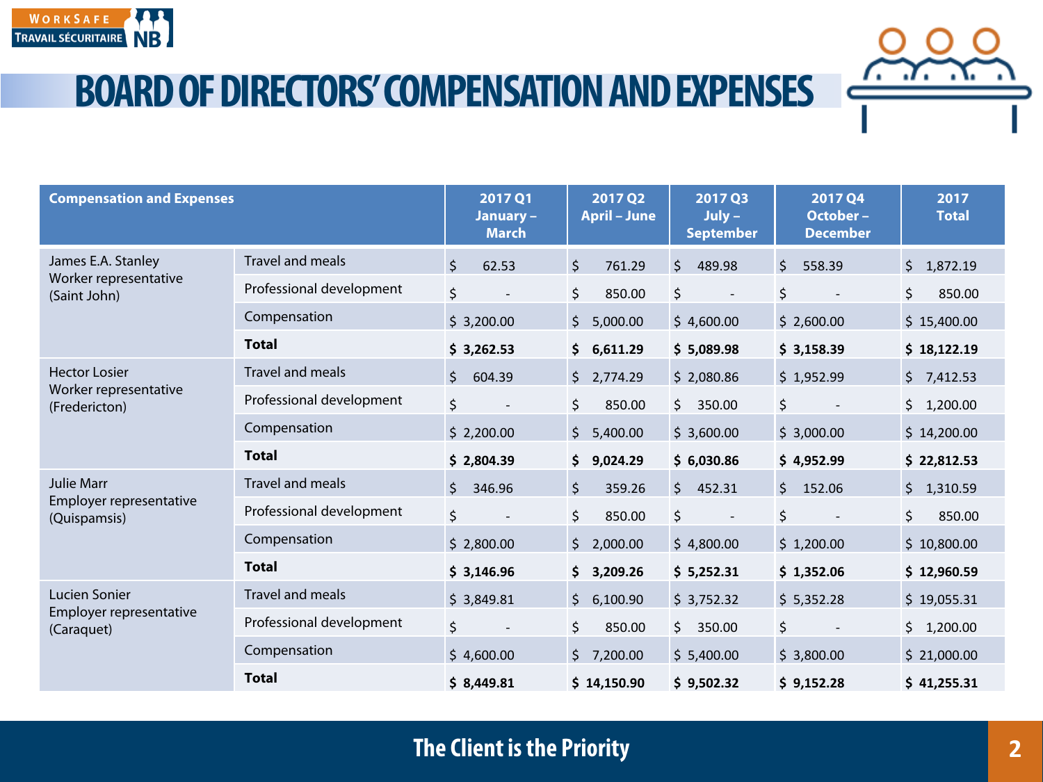# BOARD OF DIRECTORS' COMPENSATION AND EXPENSES

| Compensation and Expenses | | 2017 Q1 January – March | 2017 Q2 April – June | 2017 Q3 July – September | 2017 Q4 October – December | 2017 Total |
|---|---|---|---|---|---|---|
| James E.A. Stanley Worker representative (Saint John) | Travel and meals | $ 62.53 | $ 761.29 | $ 489.98 | $ 558.39 | $ 1,872.19 |
| | Professional development | $ - | $ 850.00 | $ - | $ - | $ 850.00 |
| | Compensation | $ 3,200.00 | $ 5,000.00 | $ 4,600.00 | $ 2,600.00 | $ 15,400.00 |
| | **Total** | **$ 3,262.53** | **$ 6,611.29** | **$ 5,089.98** | **$ 3,158.39** | **$ 18,122.19** |
| Hector Losier Worker representative (Fredericton) | Travel and meals | $ 604.39 | $ 2,774.29 | $ 2,080.86 | $ 1,952.99 | $ 7,412.53 |
| | Professional development | $ - | $ 850.00 | $ 350.00 | $ - | $ 1,200.00 |
| | Compensation | $ 2,200.00 | $ 5,400.00 | $ 3,600.00 | $ 3,000.00 | $ 14,200.00 |
| | **Total** | **$ 2,804.39** | **$ 9,024.29** | **$ 6,030.86** | **$ 4,952.99** | **$ 22,812.53** |
| Julie Marr Employer representative (Quispamsis) | Travel and meals | $ 346.96 | $ 359.26 | $ 452.31 | $ 152.06 | $ 1,310.59 |
| | Professional development | $ - | $ 850.00 | $ - | $ - | $ 850.00 |
| | Compensation | $ 2,800.00 | $ 2,000.00 | $ 4,800.00 | $ 1,200.00 | $ 10,800.00 |
| | **Total** | **$ 3,146.96** | **$ 3,209.26** | **$ 5,252.31** | **$ 1,352.06** | **$ 12,960.59** |
| Lucien Sonier Employer representative (Caraquet) | Travel and meals | $ 3,849.81 | $ 6,100.90 | $ 3,752.32 | $ 5,352.28 | $ 19,055.31 |
| | Professional development | $ - | $ 850.00 | $ 350.00 | $ - | $ 1,200.00 |
| | Compensation | $ 4,600.00 | $ 7,200.00 | $ 5,400.00 | $ 3,800.00 | $ 21,000.00 |
| | **Total** | **$ 8,449.81** | **$ 14,150.90** | **$ 9,502.32** | **$ 9,152.28** | **$ 41,255.31** |

**The Client is the Priority**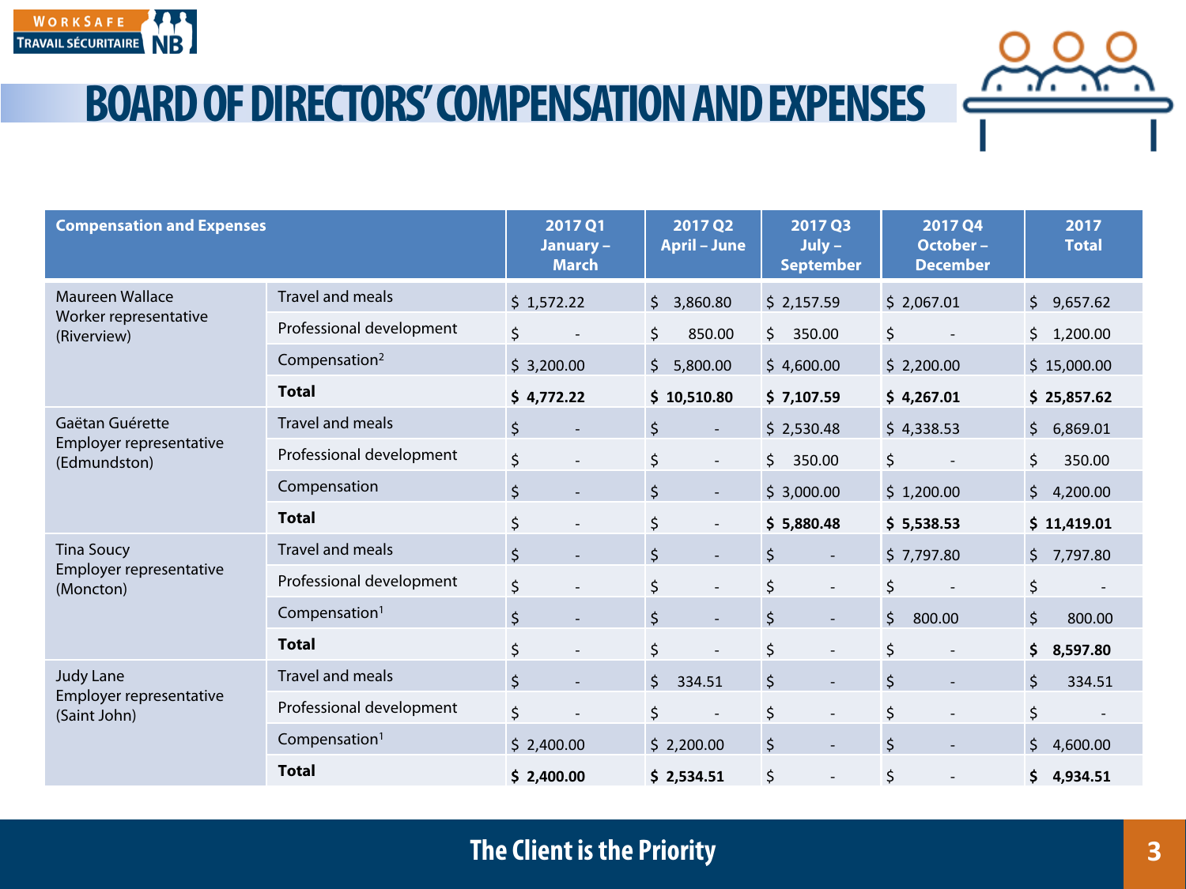# BOARD OF DIRECTORS' COMPENSATION AND EXPENSES

| Compensation and Expenses | | 2017 Q1 January – March | 2017 Q2 April – June | 2017 Q3 July – September | 2017 Q4 October – December | 2017 Total |
|---|---|---|---|---|---|---|
| Maureen Wallace Worker representative (Riverview) | Travel and meals | $ 1,572.22 | $ 3,860.80 | $ 2,157.59 | $ 2,067.01 | $ 9,657.62 |
| | Professional development | $ - | $ 850.00 | $ 350.00 | $ - | $ 1,200.00 |
| | Compensation[2] | $ 3,200.00 | $ 5,800.00 | $ 4,600.00 | $ 2,200.00 | $ 15,000.00 |
| | **Total** | **$ 4,772.22** | **$ 10,510.80** | **$ 7,107.59** | **$ 4,267.01** | **$ 25,857.62** |
| Gaëtan Guérette Employer representative (Edmundston) | Travel and meals | $ - | $ - | $ 2,530.48 | $ 4,338.53 | $ 6,869.01 |
| | Professional development | $ - | $ - | $ 350.00 | $ - | $ 350.00 |
| | Compensation | $ - | $ - | $ 3,000.00 | $ 1,200.00 | $ 4,200.00 |
| | **Total** | $ - | $ - | **$ 5,880.48** | **$ 5,538.53** | **$ 11,419.01** |
| Tina Soucy Employer representative (Moncton) | Travel and meals | $ - | $ - | $ - | $ 7,797.80 | $ 7,797.80 |
| | Professional development | $ - | $ - | $ - | $ - | $ - |
| | Compensation[1] | $ - | $ - | $ - | $ 800.00 | $ 800.00 |
| | **Total** | $ - | $ - | $ - | $ - | **$ 8,597.80** |
| Judy Lane Employer representative (Saint John) | Travel and meals | $ - | $ 334.51 | $ - | $ - | $ 334.51 |
| | Professional development | $ - | $ - | $ - | $ - | $ - |
| | Compensation[1] | $ 2,400.00 | $ 2,200.00 | $ - | $ - | $ 4,600.00 |
| | **Total** | **$ 2,400.00** | **$ 2,534.51** | $ - | $ - | **$ 4,934.51** |

The Client is the Priority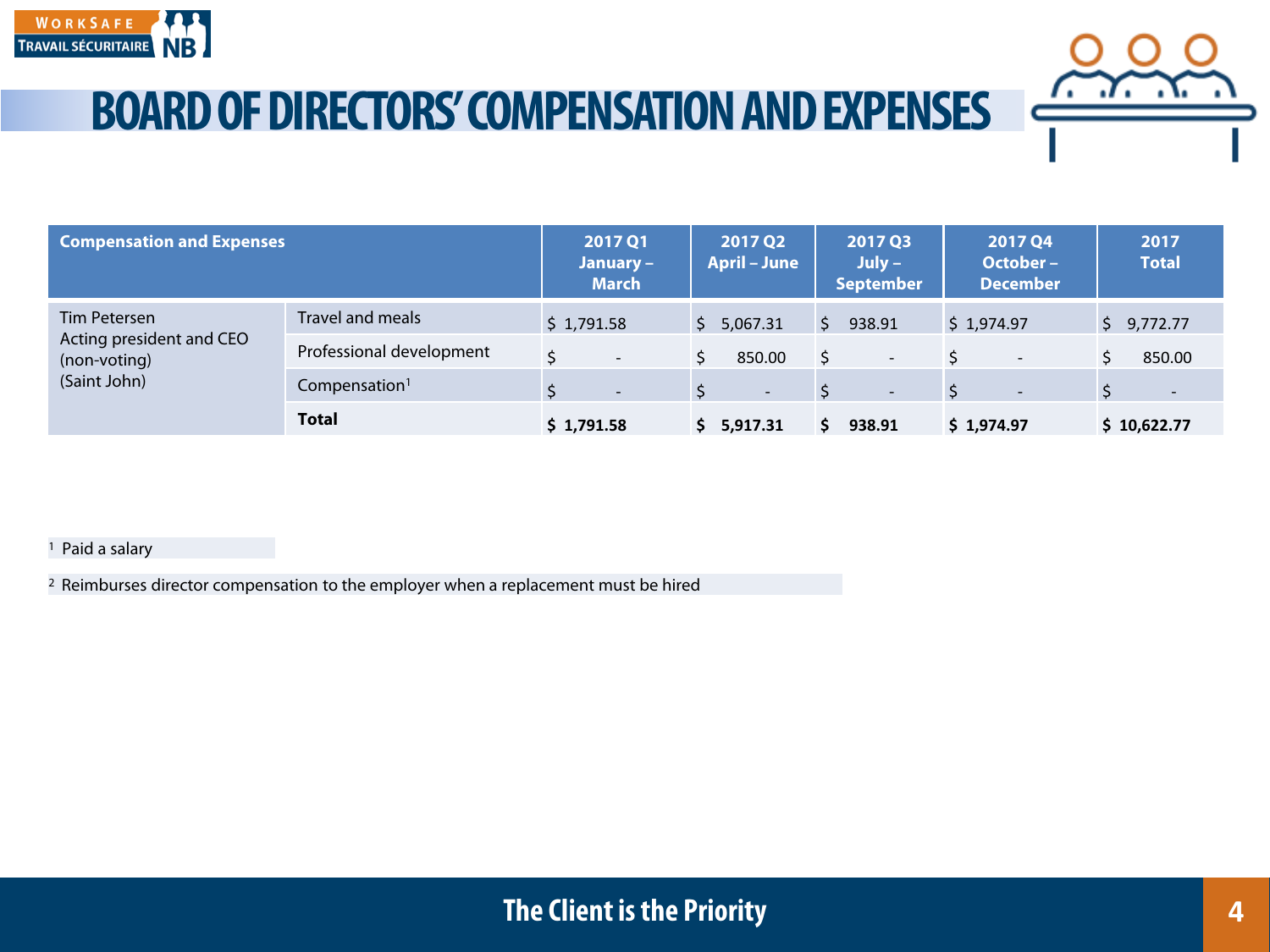# BOARD OF DIRECTORS' COMPENSATION AND EXPENSES

| Compensation and Expenses | | 2017 Q1 January – March | 2017 Q2 April – June | 2017 Q3 July – September | 2017 Q4 October – December | 2017 Total |
|---|---|---|---|---|---|---|
| Tim Petersen Acting president and CEO (non-voting) (Saint John) | Travel and meals | $ 1,791.58 | $ 5,067.31 | $ 938.91 | $ 1,974.97 | $ 9,772.77 |
| | Professional development | $ - | $ 850.00 | $ - | $ - | $ 850.00 |
| | Compensation[1] | $ - | $ - | $ - | $ - | $ - |
| | **Total** | **$ 1,791.58** | **$ 5,917.31** | **$ 938.91** | **$ 1,974.97** | **$ 10,622.77** |

[1] Paid a salary

[2] Reimburses director compensation to the employer when a replacement must be hired

**The Client is the Priority**